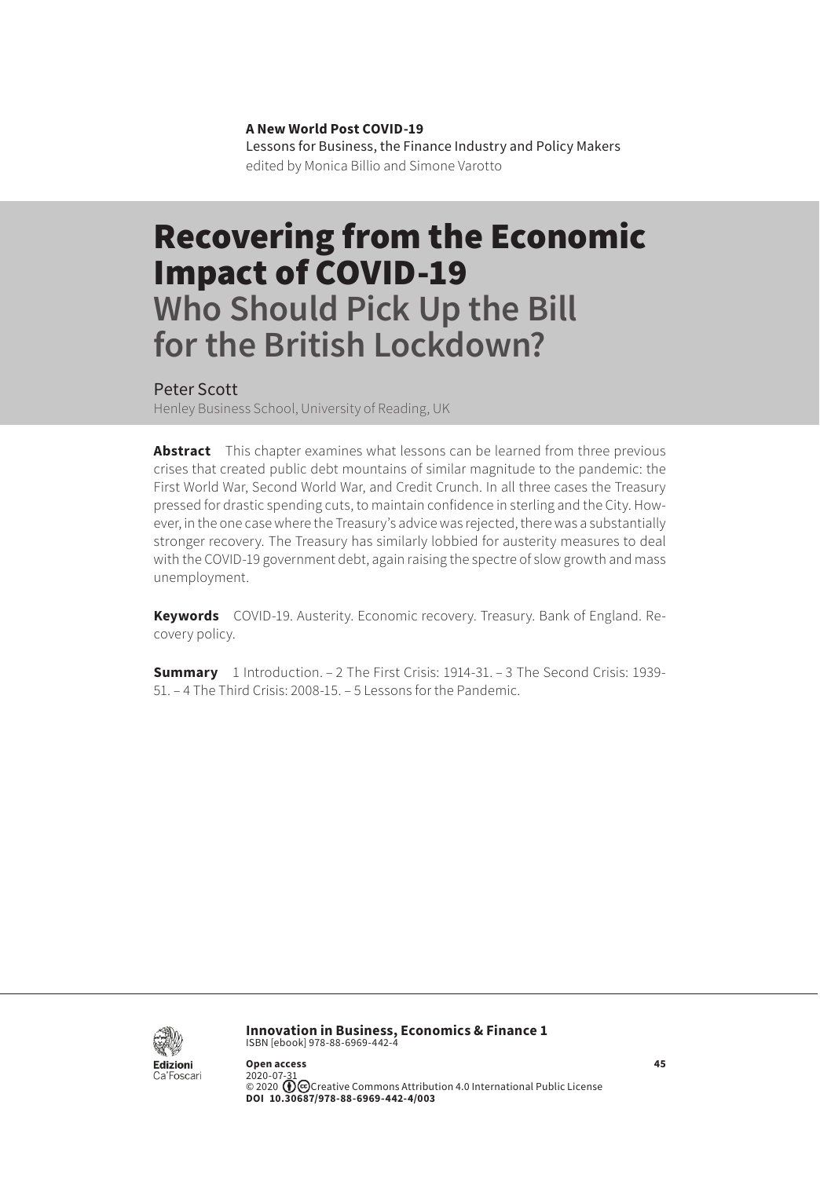**A New World Post COVID-19**
Lessons for Business, the Finance Industry and Policy Makers
edited by Monica Billio and Simone Varotto

# Recovering from the Economic Impact of COVID-19
## Who Should Pick Up the Bill for the British Lockdown?

Peter Scott
Henley Business School, University of Reading, UK

**Abstract** This chapter examines what lessons can be learned from three previous crises that created public debt mountains of similar magnitude to the pandemic: the First World War, Second World War, and Credit Crunch. In all three cases the Treasury pressed for drastic spending cuts, to maintain confidence in sterling and the City. However, in the one case where the Treasury's advice was rejected, there was a substantially stronger recovery. The Treasury has similarly lobbied for austerity measures to deal with the COVID-19 government debt, again raising the spectre of slow growth and mass unemployment.

**Keywords** COVID-19. Austerity. Economic recovery. Treasury. Bank of England. Recovery policy.

**Summary** 1 Introduction. – 2 The First Crisis: 1914-31. – 3 The Second Crisis: 1939-51. – 4 The Third Crisis: 2008-15. – 5 Lessons for the Pandemic.

Edizioni Ca'Foscari

**Innovation in Business, Economics & Finance 1**
ISBN [ebook] 978-88-6969-442-4

**Open access**
2020-07-31
© 2020 Creative Commons Attribution 4.0 International Public License
**DOI 10.30687/978-88-6969-442-4/003**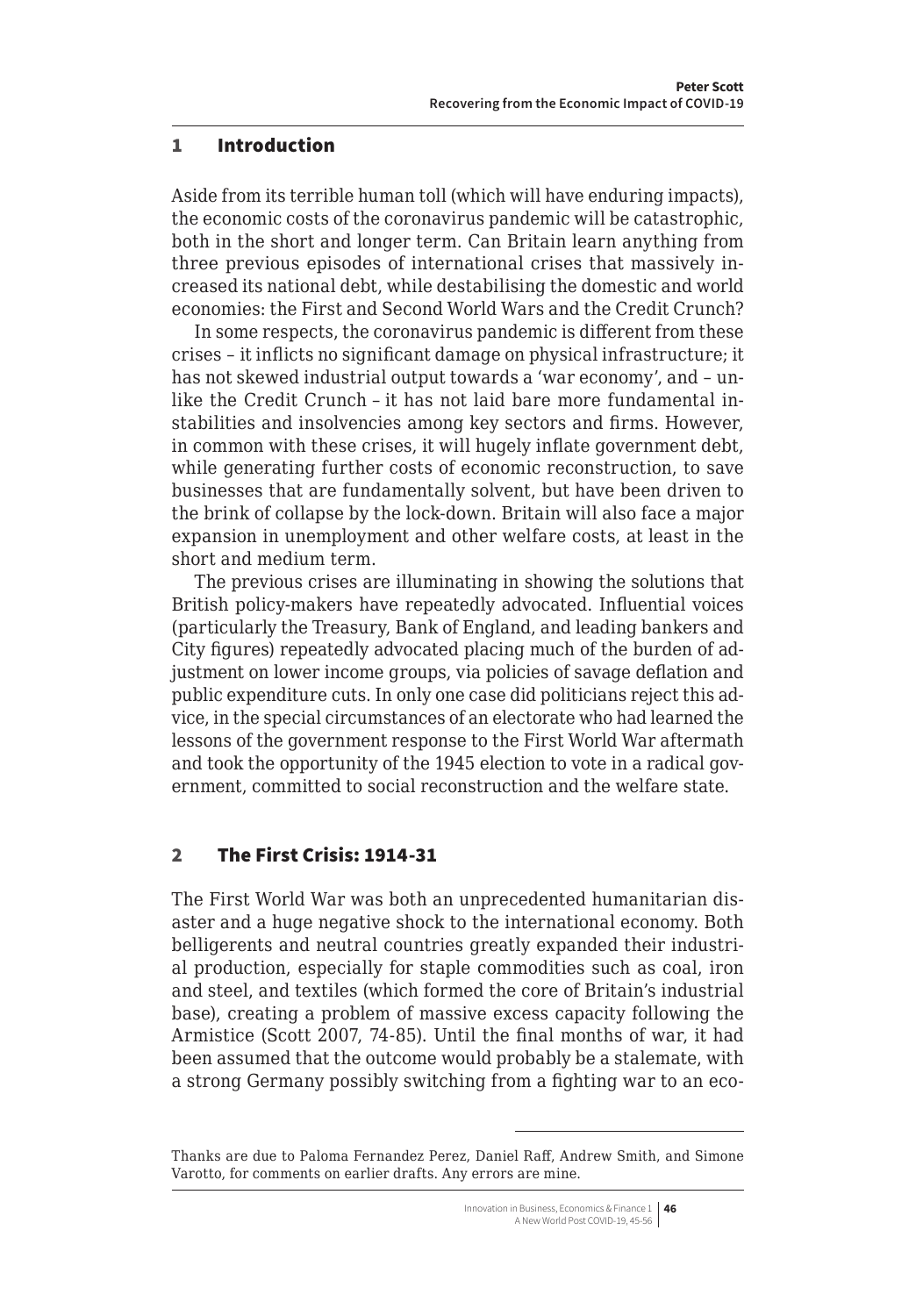## 1 Introduction

Aside from its terrible human toll (which will have enduring impacts), the economic costs of the coronavirus pandemic will be catastrophic, both in the short and longer term. Can Britain learn anything from three previous episodes of international crises that massively increased its national debt, while destabilising the domestic and world economies: the First and Second World Wars and the Credit Crunch?

In some respects, the coronavirus pandemic is different from these crises – it inflicts no significant damage on physical infrastructure; it has not skewed industrial output towards a 'war economy', and – unlike the Credit Crunch – it has not laid bare more fundamental instabilities and insolvencies among key sectors and firms. However, in common with these crises, it will hugely inflate government debt, while generating further costs of economic reconstruction, to save businesses that are fundamentally solvent, but have been driven to the brink of collapse by the lock-down. Britain will also face a major expansion in unemployment and other welfare costs, at least in the short and medium term.

The previous crises are illuminating in showing the solutions that British policy-makers have repeatedly advocated. Influential voices (particularly the Treasury, Bank of England, and leading bankers and City figures) repeatedly advocated placing much of the burden of adjustment on lower income groups, via policies of savage deflation and public expenditure cuts. In only one case did politicians reject this advice, in the special circumstances of an electorate who had learned the lessons of the government response to the First World War aftermath and took the opportunity of the 1945 election to vote in a radical government, committed to social reconstruction and the welfare state.

## 2 The First Crisis: 1914-31

The First World War was both an unprecedented humanitarian disaster and a huge negative shock to the international economy. Both belligerents and neutral countries greatly expanded their industrial production, especially for staple commodities such as coal, iron and steel, and textiles (which formed the core of Britain's industrial base), creating a problem of massive excess capacity following the Armistice (Scott 2007, 74-85). Until the final months of war, it had been assumed that the outcome would probably be a stalemate, with a strong Germany possibly switching from a fighting war to an eco-

Thanks are due to Paloma Fernandez Perez, Daniel Raff, Andrew Smith, and Simone Varotto, for comments on earlier drafts. Any errors are mine.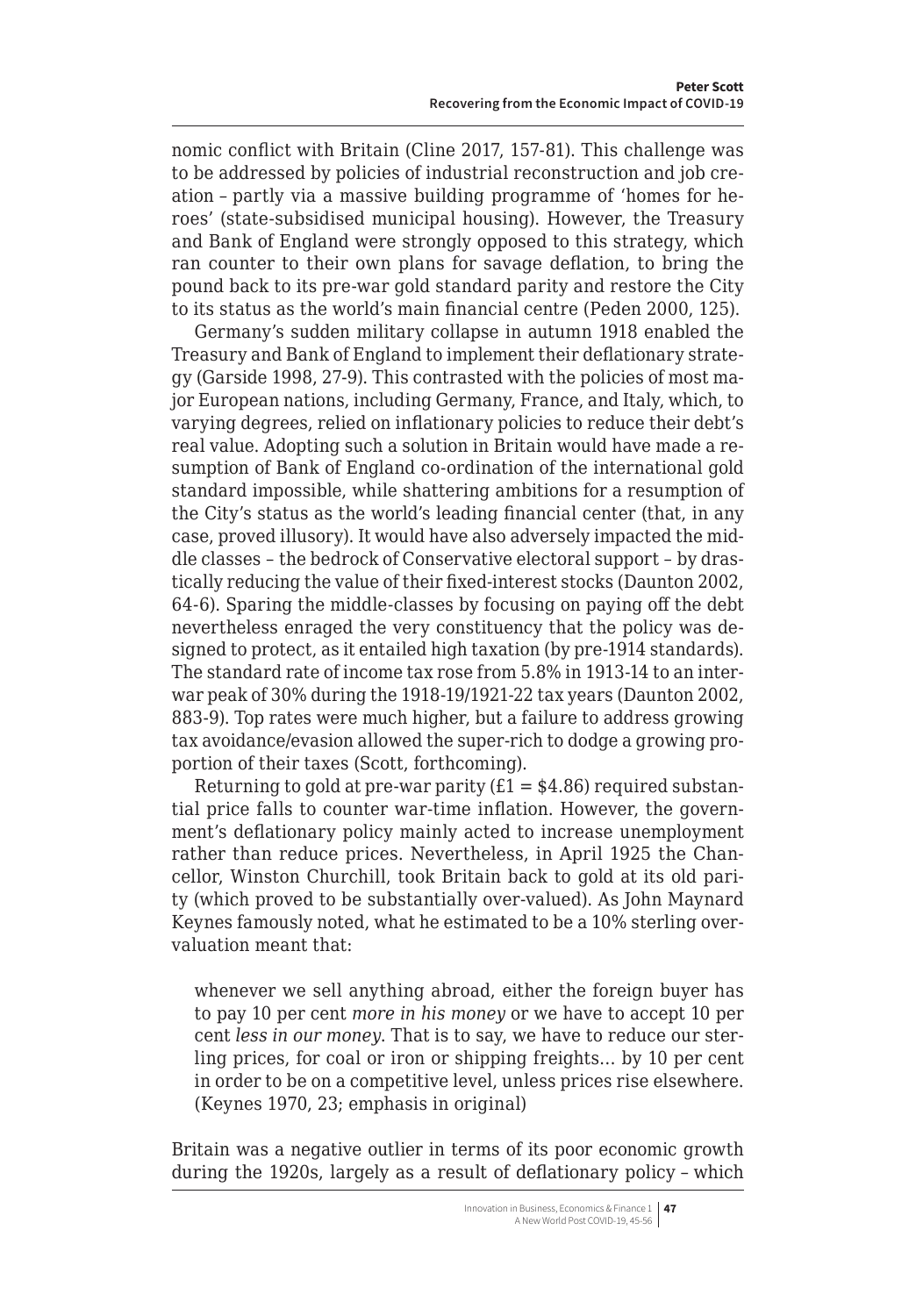nomic conflict with Britain (Cline 2017, 157-81). This challenge was to be addressed by policies of industrial reconstruction and job creation – partly via a massive building programme of 'homes for heroes' (state-subsidised municipal housing). However, the Treasury and Bank of England were strongly opposed to this strategy, which ran counter to their own plans for savage deflation, to bring the pound back to its pre-war gold standard parity and restore the City to its status as the world's main financial centre (Peden 2000, 125).

Germany's sudden military collapse in autumn 1918 enabled the Treasury and Bank of England to implement their deflationary strategy (Garside 1998, 27-9). This contrasted with the policies of most major European nations, including Germany, France, and Italy, which, to varying degrees, relied on inflationary policies to reduce their debt's real value. Adopting such a solution in Britain would have made a resumption of Bank of England co-ordination of the international gold standard impossible, while shattering ambitions for a resumption of the City's status as the world's leading financial center (that, in any case, proved illusory). It would have also adversely impacted the middle classes – the bedrock of Conservative electoral support – by drastically reducing the value of their fixed-interest stocks (Daunton 2002, 64-6). Sparing the middle-classes by focusing on paying off the debt nevertheless enraged the very constituency that the policy was designed to protect, as it entailed high taxation (by pre-1914 standards). The standard rate of income tax rose from 5.8% in 1913-14 to an inter-war peak of 30% during the 1918-19/1921-22 tax years (Daunton 2002, 883-9). Top rates were much higher, but a failure to address growing tax avoidance/evasion allowed the super-rich to dodge a growing proportion of their taxes (Scott, forthcoming).

Returning to gold at pre-war parity (£1 = $4.86) required substantial price falls to counter war-time inflation. However, the government's deflationary policy mainly acted to increase unemployment rather than reduce prices. Nevertheless, in April 1925 the Chancellor, Winston Churchill, took Britain back to gold at its old parity (which proved to be substantially over-valued). As John Maynard Keynes famously noted, what he estimated to be a 10% sterling over-valuation meant that:

> whenever we sell anything abroad, either the foreign buyer has to pay 10 per cent *more in his money* or we have to accept 10 per cent *less in our money*. That is to say, we have to reduce our sterling prices, for coal or iron or shipping freights… by 10 per cent in order to be on a competitive level, unless prices rise elsewhere. (Keynes 1970, 23; emphasis in original)

Britain was a negative outlier in terms of its poor economic growth during the 1920s, largely as a result of deflationary policy – which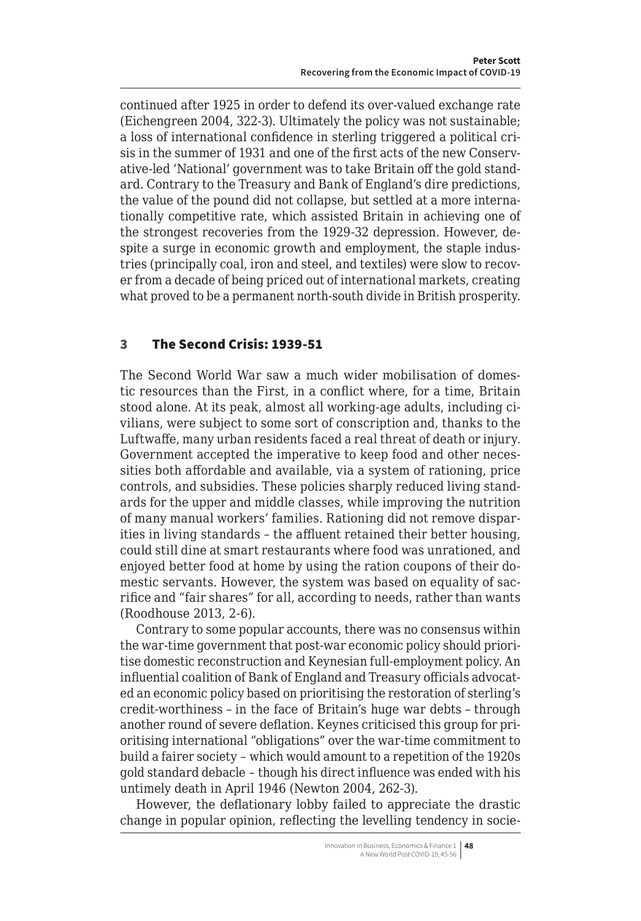continued after 1925 in order to defend its over-valued exchange rate (Eichengreen 2004, 322-3). Ultimately the policy was not sustainable; a loss of international confidence in sterling triggered a political crisis in the summer of 1931 and one of the first acts of the new Conservative-led 'National' government was to take Britain off the gold standard. Contrary to the Treasury and Bank of England's dire predictions, the value of the pound did not collapse, but settled at a more internationally competitive rate, which assisted Britain in achieving one of the strongest recoveries from the 1929-32 depression. However, despite a surge in economic growth and employment, the staple industries (principally coal, iron and steel, and textiles) were slow to recover from a decade of being priced out of international markets, creating what proved to be a permanent north-south divide in British prosperity.

## 3 The Second Crisis: 1939-51

The Second World War saw a much wider mobilisation of domestic resources than the First, in a conflict where, for a time, Britain stood alone. At its peak, almost all working-age adults, including civilians, were subject to some sort of conscription and, thanks to the Luftwaffe, many urban residents faced a real threat of death or injury. Government accepted the imperative to keep food and other necessities both affordable and available, via a system of rationing, price controls, and subsidies. These policies sharply reduced living standards for the upper and middle classes, while improving the nutrition of many manual workers' families. Rationing did not remove disparities in living standards – the affluent retained their better housing, could still dine at smart restaurants where food was unrationed, and enjoyed better food at home by using the ration coupons of their domestic servants. However, the system was based on equality of sacrifice and "fair shares" for all, according to needs, rather than wants (Roodhouse 2013, 2-6).

Contrary to some popular accounts, there was no consensus within the war-time government that post-war economic policy should prioritise domestic reconstruction and Keynesian full-employment policy. An influential coalition of Bank of England and Treasury officials advocated an economic policy based on prioritising the restoration of sterling's credit-worthiness – in the face of Britain's huge war debts – through another round of severe deflation. Keynes criticised this group for prioritising international "obligations" over the war-time commitment to build a fairer society – which would amount to a repetition of the 1920s gold standard debacle – though his direct influence was ended with his untimely death in April 1946 (Newton 2004, 262-3).

However, the deflationary lobby failed to appreciate the drastic change in popular opinion, reflecting the levelling tendency in socie-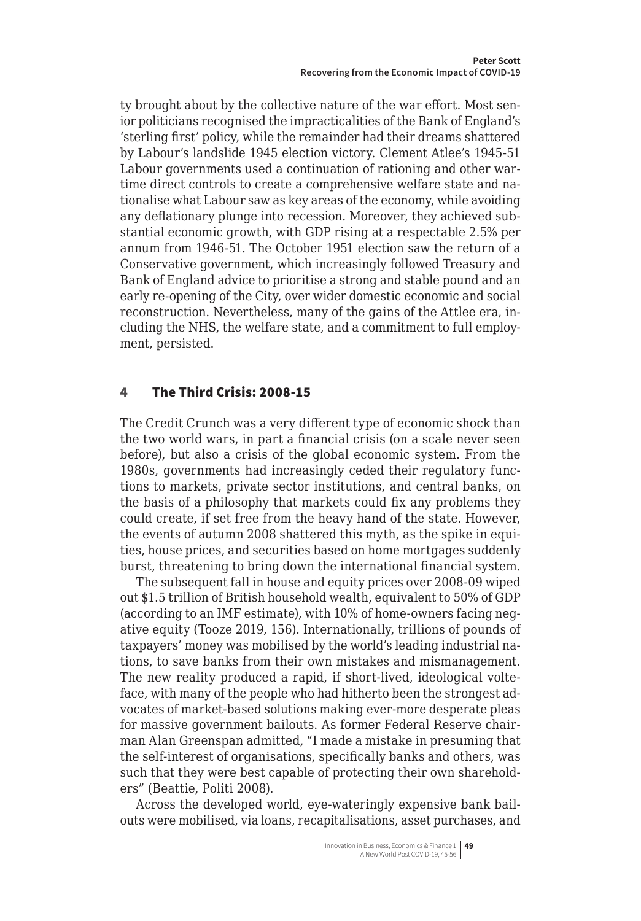ty brought about by the collective nature of the war effort. Most senior politicians recognised the impracticalities of the Bank of England's 'sterling first' policy, while the remainder had their dreams shattered by Labour's landslide 1945 election victory. Clement Atlee's 1945-51 Labour governments used a continuation of rationing and other wartime direct controls to create a comprehensive welfare state and nationalise what Labour saw as key areas of the economy, while avoiding any deflationary plunge into recession. Moreover, they achieved substantial economic growth, with GDP rising at a respectable 2.5% per annum from 1946-51. The October 1951 election saw the return of a Conservative government, which increasingly followed Treasury and Bank of England advice to prioritise a strong and stable pound and an early re-opening of the City, over wider domestic economic and social reconstruction. Nevertheless, many of the gains of the Attlee era, including the NHS, the welfare state, and a commitment to full employment, persisted.

## 4 The Third Crisis: 2008-15

The Credit Crunch was a very different type of economic shock than the two world wars, in part a financial crisis (on a scale never seen before), but also a crisis of the global economic system. From the 1980s, governments had increasingly ceded their regulatory functions to markets, private sector institutions, and central banks, on the basis of a philosophy that markets could fix any problems they could create, if set free from the heavy hand of the state. However, the events of autumn 2008 shattered this myth, as the spike in equities, house prices, and securities based on home mortgages suddenly burst, threatening to bring down the international financial system.

The subsequent fall in house and equity prices over 2008-09 wiped out $1.5 trillion of British household wealth, equivalent to 50% of GDP (according to an IMF estimate), with 10% of home-owners facing negative equity (Tooze 2019, 156). Internationally, trillions of pounds of taxpayers' money was mobilised by the world's leading industrial nations, to save banks from their own mistakes and mismanagement. The new reality produced a rapid, if short-lived, ideological volte-face, with many of the people who had hitherto been the strongest advocates of market-based solutions making ever-more desperate pleas for massive government bailouts. As former Federal Reserve chairman Alan Greenspan admitted, "I made a mistake in presuming that the self-interest of organisations, specifically banks and others, was such that they were best capable of protecting their own shareholders" (Beattie, Politi 2008).

Across the developed world, eye-wateringly expensive bank bailouts were mobilised, via loans, recapitalisations, asset purchases, and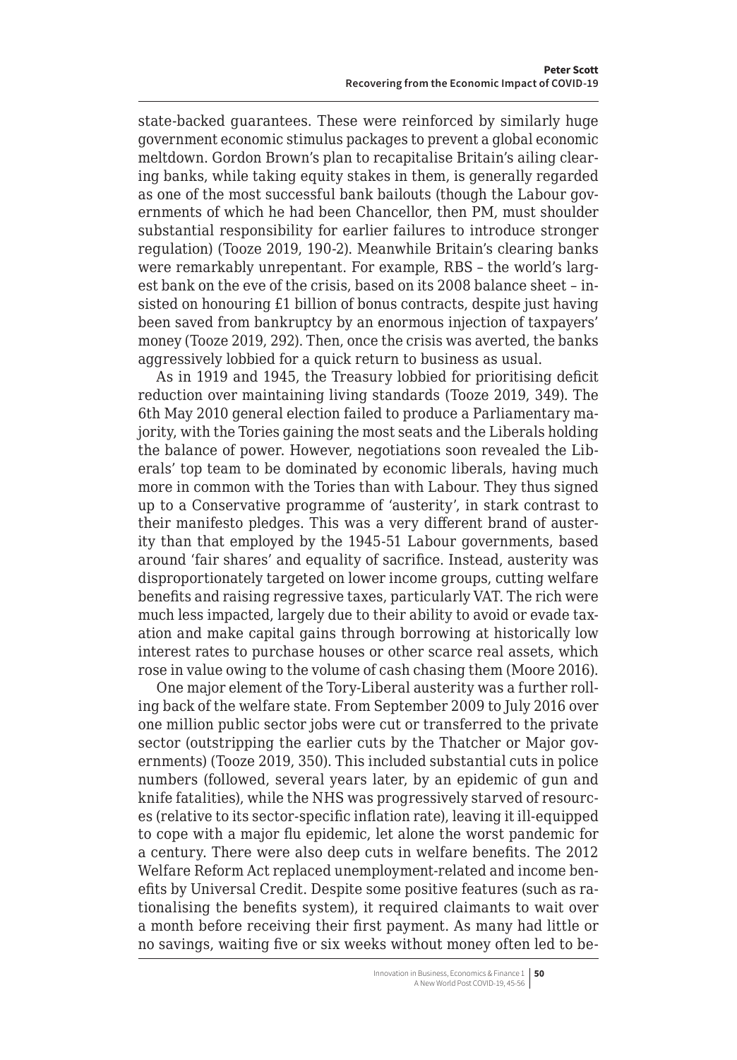state-backed guarantees. These were reinforced by similarly huge government economic stimulus packages to prevent a global economic meltdown. Gordon Brown's plan to recapitalise Britain's ailing clearing banks, while taking equity stakes in them, is generally regarded as one of the most successful bank bailouts (though the Labour governments of which he had been Chancellor, then PM, must shoulder substantial responsibility for earlier failures to introduce stronger regulation) (Tooze 2019, 190-2). Meanwhile Britain's clearing banks were remarkably unrepentant. For example, RBS – the world's largest bank on the eve of the crisis, based on its 2008 balance sheet – insisted on honouring £1 billion of bonus contracts, despite just having been saved from bankruptcy by an enormous injection of taxpayers' money (Tooze 2019, 292). Then, once the crisis was averted, the banks aggressively lobbied for a quick return to business as usual.

As in 1919 and 1945, the Treasury lobbied for prioritising deficit reduction over maintaining living standards (Tooze 2019, 349). The 6th May 2010 general election failed to produce a Parliamentary majority, with the Tories gaining the most seats and the Liberals holding the balance of power. However, negotiations soon revealed the Liberals' top team to be dominated by economic liberals, having much more in common with the Tories than with Labour. They thus signed up to a Conservative programme of 'austerity', in stark contrast to their manifesto pledges. This was a very different brand of austerity than that employed by the 1945-51 Labour governments, based around 'fair shares' and equality of sacrifice. Instead, austerity was disproportionately targeted on lower income groups, cutting welfare benefits and raising regressive taxes, particularly VAT. The rich were much less impacted, largely due to their ability to avoid or evade taxation and make capital gains through borrowing at historically low interest rates to purchase houses or other scarce real assets, which rose in value owing to the volume of cash chasing them (Moore 2016).

One major element of the Tory-Liberal austerity was a further rolling back of the welfare state. From September 2009 to July 2016 over one million public sector jobs were cut or transferred to the private sector (outstripping the earlier cuts by the Thatcher or Major governments) (Tooze 2019, 350). This included substantial cuts in police numbers (followed, several years later, by an epidemic of gun and knife fatalities), while the NHS was progressively starved of resources (relative to its sector-specific inflation rate), leaving it ill-equipped to cope with a major flu epidemic, let alone the worst pandemic for a century. There were also deep cuts in welfare benefits. The 2012 Welfare Reform Act replaced unemployment-related and income benefits by Universal Credit. Despite some positive features (such as rationalising the benefits system), it required claimants to wait over a month before receiving their first payment. As many had little or no savings, waiting five or six weeks without money often led to be-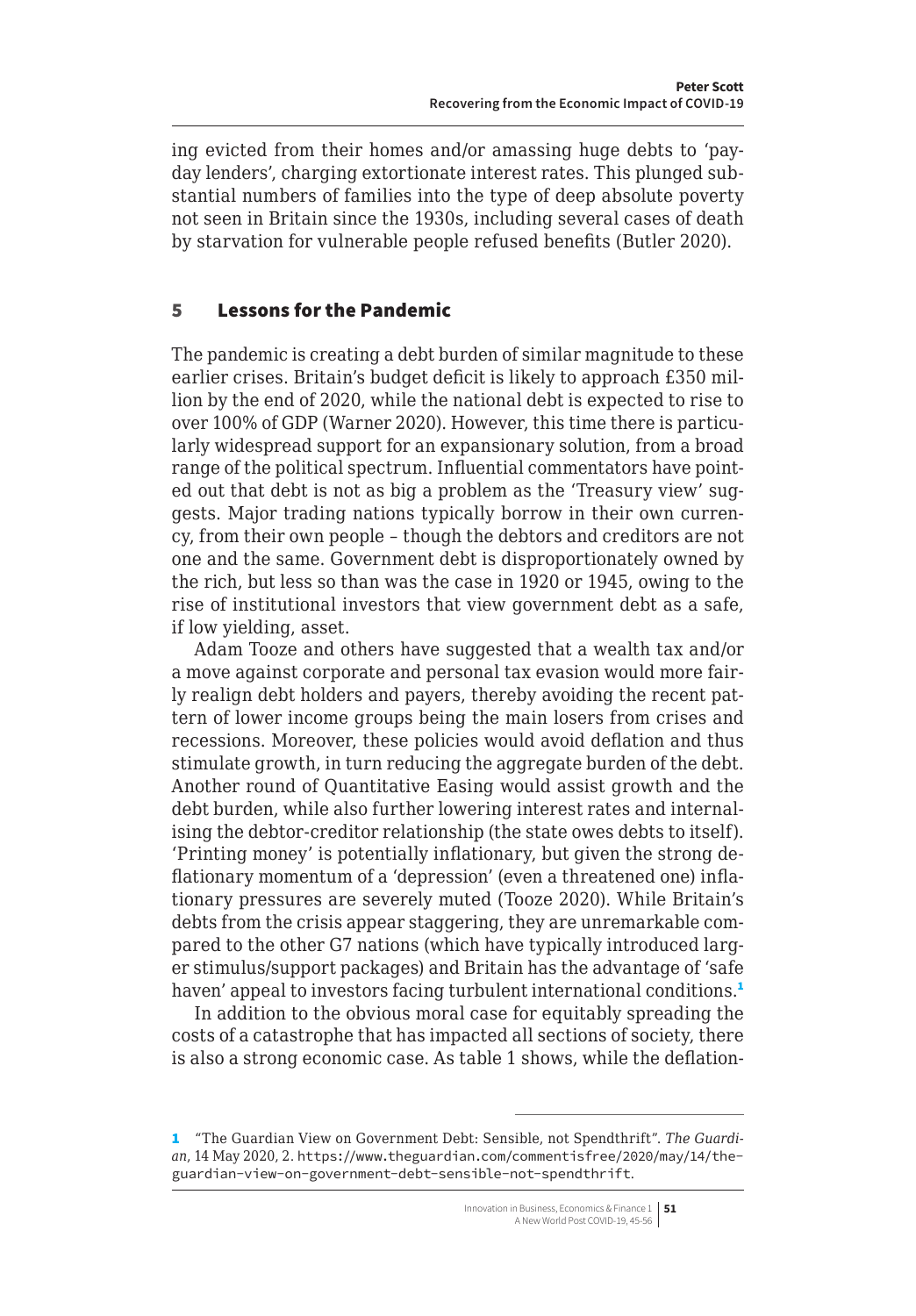ing evicted from their homes and/or amassing huge debts to 'payday lenders', charging extortionate interest rates. This plunged substantial numbers of families into the type of deep absolute poverty not seen in Britain since the 1930s, including several cases of death by starvation for vulnerable people refused benefits (Butler 2020).

## 5 Lessons for the Pandemic

The pandemic is creating a debt burden of similar magnitude to these earlier crises. Britain's budget deficit is likely to approach £350 million by the end of 2020, while the national debt is expected to rise to over 100% of GDP (Warner 2020). However, this time there is particularly widespread support for an expansionary solution, from a broad range of the political spectrum. Influential commentators have pointed out that debt is not as big a problem as the 'Treasury view' suggests. Major trading nations typically borrow in their own currency, from their own people – though the debtors and creditors are not one and the same. Government debt is disproportionately owned by the rich, but less so than was the case in 1920 or 1945, owing to the rise of institutional investors that view government debt as a safe, if low yielding, asset.

Adam Tooze and others have suggested that a wealth tax and/or a move against corporate and personal tax evasion would more fairly realign debt holders and payers, thereby avoiding the recent pattern of lower income groups being the main losers from crises and recessions. Moreover, these policies would avoid deflation and thus stimulate growth, in turn reducing the aggregate burden of the debt. Another round of Quantitative Easing would assist growth and the debt burden, while also further lowering interest rates and internalising the debtor-creditor relationship (the state owes debts to itself). 'Printing money' is potentially inflationary, but given the strong deflationary momentum of a 'depression' (even a threatened one) inflationary pressures are severely muted (Tooze 2020). While Britain's debts from the crisis appear staggering, they are unremarkable compared to the other G7 nations (which have typically introduced larger stimulus/support packages) and Britain has the advantage of 'safe haven' appeal to investors facing turbulent international conditions.[1]

In addition to the obvious moral case for equitably spreading the costs of a catastrophe that has impacted all sections of society, there is also a strong economic case. As table 1 shows, while the deflation-

---

[1] "The Guardian View on Government Debt: Sensible, not Spendthrift". *The Guardian*, 14 May 2020, 2. https://www.theguardian.com/commentisfree/2020/may/14/the-guardian-view-on-government-debt-sensible-not-spendthrift.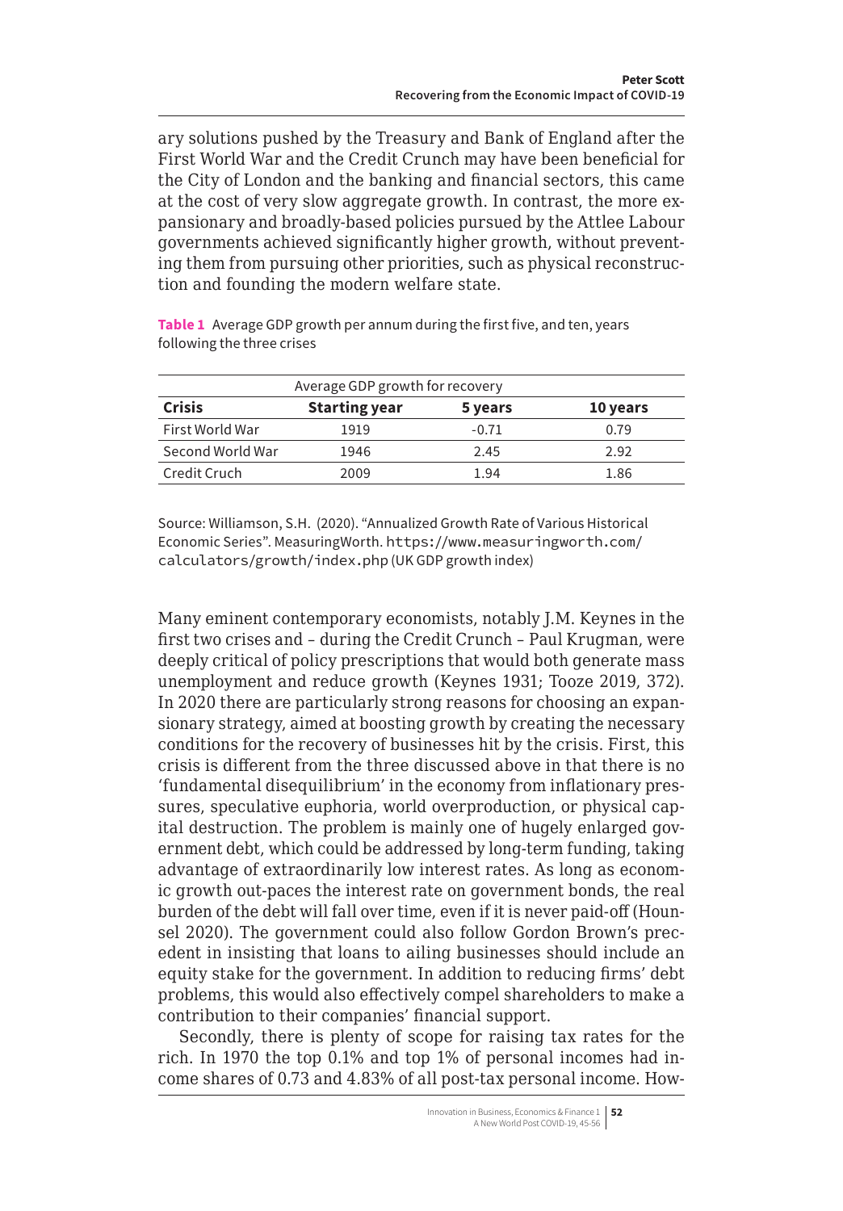ary solutions pushed by the Treasury and Bank of England after the First World War and the Credit Crunch may have been beneficial for the City of London and the banking and financial sectors, this came at the cost of very slow aggregate growth. In contrast, the more expansionary and broadly-based policies pursued by the Attlee Labour governments achieved significantly higher growth, without preventing them from pursuing other priorities, such as physical reconstruction and founding the modern welfare state.

**Table 1** Average GDP growth per annum during the first five, and ten, years following the three crises

| Average GDP growth for recovery | | | |
|---|---|---|---|
| **Crisis** | **Starting year** | **5 years** | **10 years** |
| First World War | 1919 | -0.71 | 0.79 |
| Second World War | 1946 | 2.45 | 2.92 |
| Credit Cruch | 2009 | 1.94 | 1.86 |

Source: Williamson, S.H. (2020). "Annualized Growth Rate of Various Historical Economic Series". MeasuringWorth. https://www.measuringworth.com/calculators/growth/index.php (UK GDP growth index)

Many eminent contemporary economists, notably J.M. Keynes in the first two crises and – during the Credit Crunch – Paul Krugman, were deeply critical of policy prescriptions that would both generate mass unemployment and reduce growth (Keynes 1931; Tooze 2019, 372). In 2020 there are particularly strong reasons for choosing an expansionary strategy, aimed at boosting growth by creating the necessary conditions for the recovery of businesses hit by the crisis. First, this crisis is different from the three discussed above in that there is no 'fundamental disequilibrium' in the economy from inflationary pressures, speculative euphoria, world overproduction, or physical capital destruction. The problem is mainly one of hugely enlarged government debt, which could be addressed by long-term funding, taking advantage of extraordinarily low interest rates. As long as economic growth out-paces the interest rate on government bonds, the real burden of the debt will fall over time, even if it is never paid-off (Hounsel 2020). The government could also follow Gordon Brown's precedent in insisting that loans to ailing businesses should include an equity stake for the government. In addition to reducing firms' debt problems, this would also effectively compel shareholders to make a contribution to their companies' financial support.

Secondly, there is plenty of scope for raising tax rates for the rich. In 1970 the top 0.1% and top 1% of personal incomes had income shares of 0.73 and 4.83% of all post-tax personal income. How-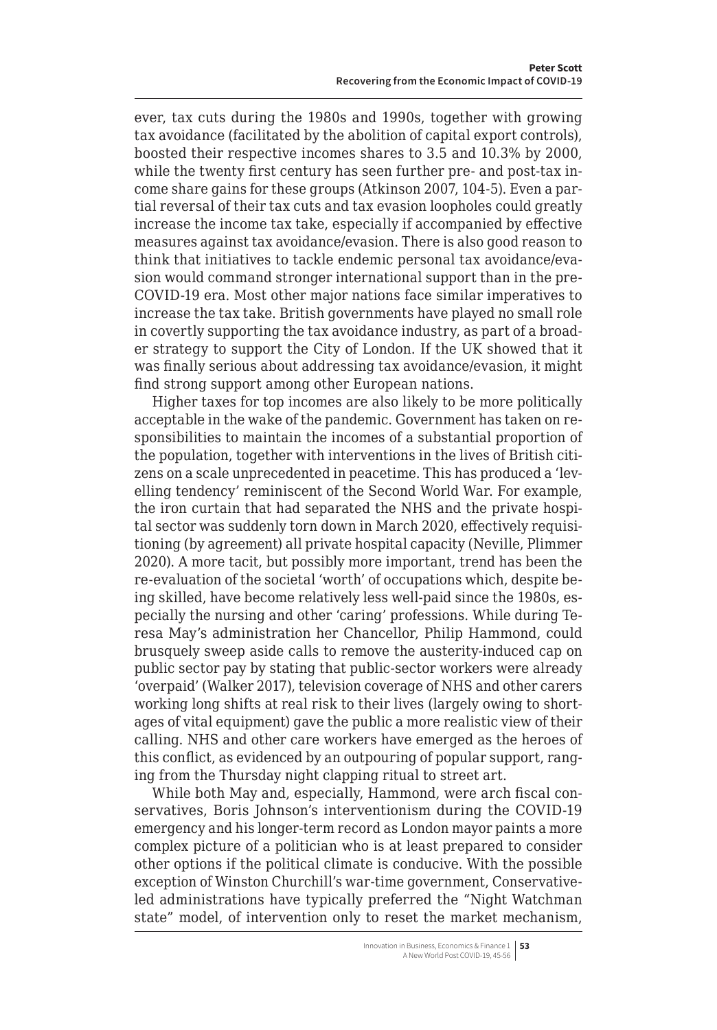ever, tax cuts during the 1980s and 1990s, together with growing tax avoidance (facilitated by the abolition of capital export controls), boosted their respective incomes shares to 3.5 and 10.3% by 2000, while the twenty first century has seen further pre- and post-tax income share gains for these groups (Atkinson 2007, 104-5). Even a partial reversal of their tax cuts and tax evasion loopholes could greatly increase the income tax take, especially if accompanied by effective measures against tax avoidance/evasion. There is also good reason to think that initiatives to tackle endemic personal tax avoidance/evasion would command stronger international support than in the pre-COVID-19 era. Most other major nations face similar imperatives to increase the tax take. British governments have played no small role in covertly supporting the tax avoidance industry, as part of a broader strategy to support the City of London. If the UK showed that it was finally serious about addressing tax avoidance/evasion, it might find strong support among other European nations.

Higher taxes for top incomes are also likely to be more politically acceptable in the wake of the pandemic. Government has taken on responsibilities to maintain the incomes of a substantial proportion of the population, together with interventions in the lives of British citizens on a scale unprecedented in peacetime. This has produced a 'levelling tendency' reminiscent of the Second World War. For example, the iron curtain that had separated the NHS and the private hospital sector was suddenly torn down in March 2020, effectively requisitioning (by agreement) all private hospital capacity (Neville, Plimmer 2020). A more tacit, but possibly more important, trend has been the re-evaluation of the societal 'worth' of occupations which, despite being skilled, have become relatively less well-paid since the 1980s, especially the nursing and other 'caring' professions. While during Teresa May's administration her Chancellor, Philip Hammond, could brusquely sweep aside calls to remove the austerity-induced cap on public sector pay by stating that public-sector workers were already 'overpaid' (Walker 2017), television coverage of NHS and other carers working long shifts at real risk to their lives (largely owing to shortages of vital equipment) gave the public a more realistic view of their calling. NHS and other care workers have emerged as the heroes of this conflict, as evidenced by an outpouring of popular support, ranging from the Thursday night clapping ritual to street art.

While both May and, especially, Hammond, were arch fiscal conservatives, Boris Johnson's interventionism during the COVID-19 emergency and his longer-term record as London mayor paints a more complex picture of a politician who is at least prepared to consider other options if the political climate is conducive. With the possible exception of Winston Churchill's war-time government, Conservative-led administrations have typically preferred the "Night Watchman state" model, of intervention only to reset the market mechanism,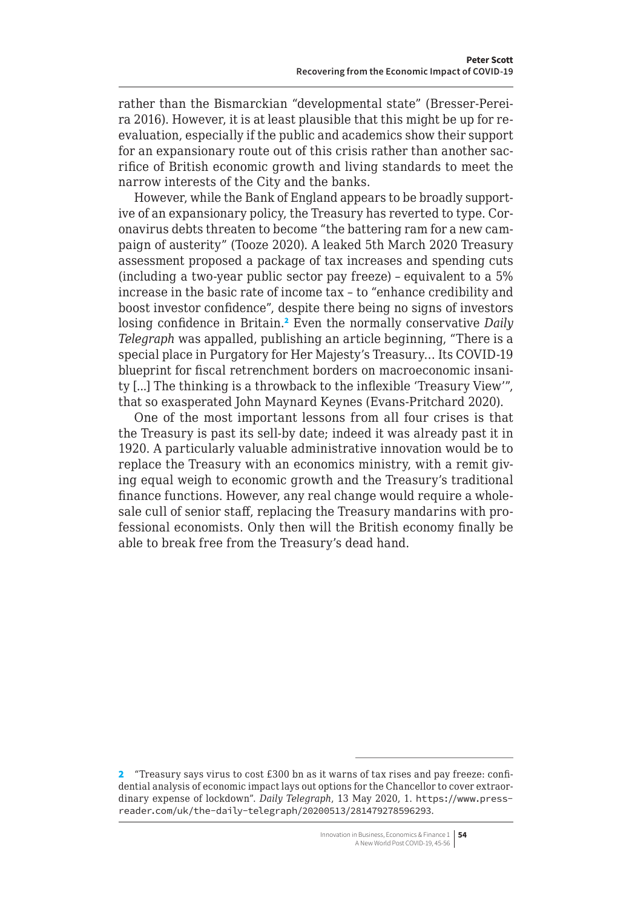rather than the Bismarckian "developmental state" (Bresser-Pereira 2016). However, it is at least plausible that this might be up for re-evaluation, especially if the public and academics show their support for an expansionary route out of this crisis rather than another sacrifice of British economic growth and living standards to meet the narrow interests of the City and the banks.

However, while the Bank of England appears to be broadly supportive of an expansionary policy, the Treasury has reverted to type. Coronavirus debts threaten to become "the battering ram for a new campaign of austerity" (Tooze 2020). A leaked 5th March 2020 Treasury assessment proposed a package of tax increases and spending cuts (including a two-year public sector pay freeze) – equivalent to a 5% increase in the basic rate of income tax – to "enhance credibility and boost investor confidence", despite there being no signs of investors losing confidence in Britain.[2] Even the normally conservative *Daily Telegraph* was appalled, publishing an article beginning, "There is a special place in Purgatory for Her Majesty's Treasury… Its COVID-19 blueprint for fiscal retrenchment borders on macroeconomic insanity [...] The thinking is a throwback to the inflexible 'Treasury View'", that so exasperated John Maynard Keynes (Evans-Pritchard 2020).

One of the most important lessons from all four crises is that the Treasury is past its sell-by date; indeed it was already past it in 1920. A particularly valuable administrative innovation would be to replace the Treasury with an economics ministry, with a remit giving equal weigh to economic growth and the Treasury's traditional finance functions. However, any real change would require a wholesale cull of senior staff, replacing the Treasury mandarins with professional economists. Only then will the British economy finally be able to break free from the Treasury's dead hand.

---

2 "Treasury says virus to cost £300 bn as it warns of tax rises and pay freeze: confidential analysis of economic impact lays out options for the Chancellor to cover extraordinary expense of lockdown". *Daily Telegraph*, 13 May 2020, 1. https://www.pressreader.com/uk/the-daily-telegraph/20200513/281479278596293.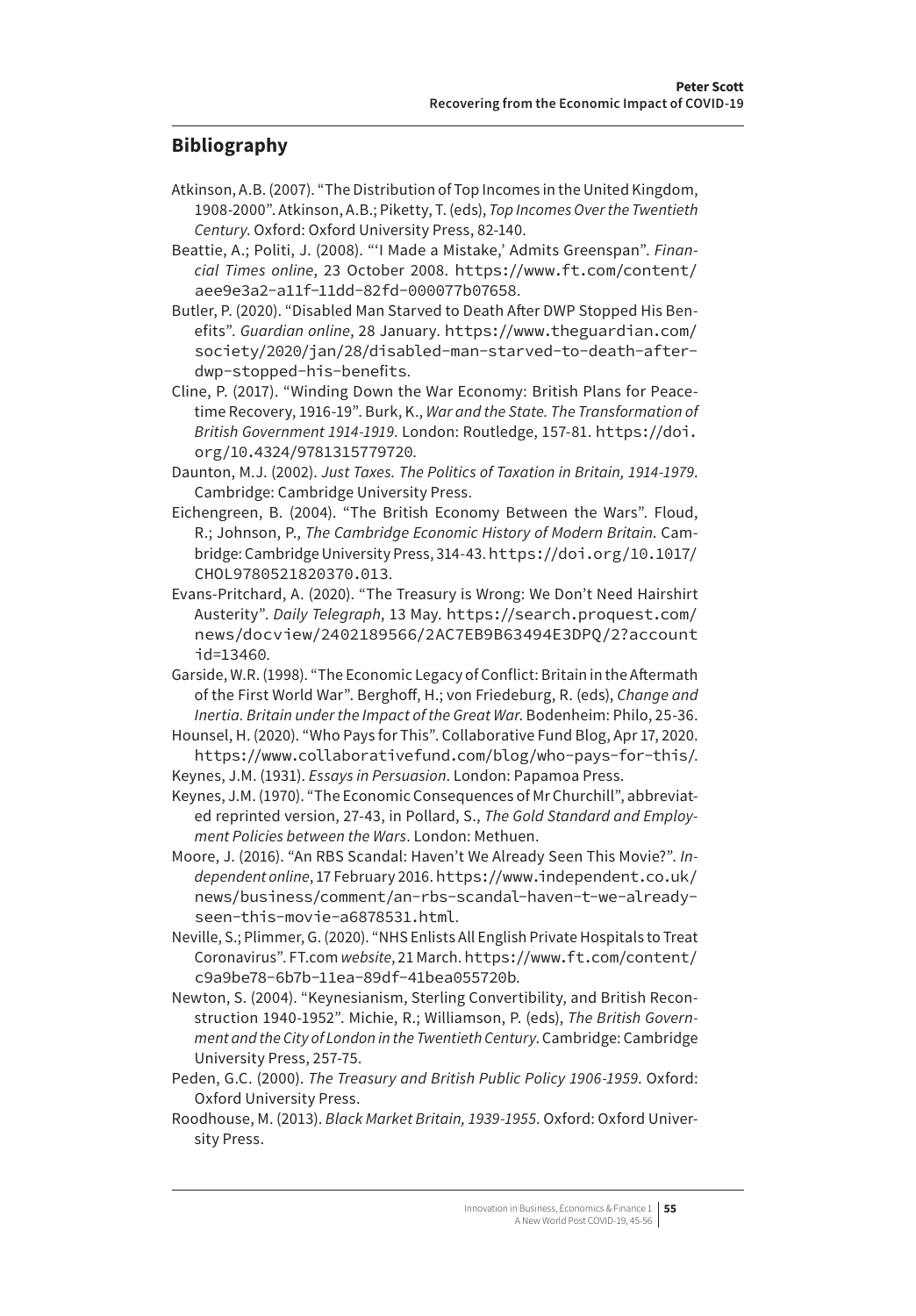## Bibliography

Atkinson, A.B. (2007). "The Distribution of Top Incomes in the United Kingdom, 1908-2000". Atkinson, A.B.; Piketty, T. (eds), *Top Incomes Over the Twentieth Century*. Oxford: Oxford University Press, 82-140.

Beattie, A.; Politi, J. (2008). "'I Made a Mistake,' Admits Greenspan". *Financial Times online*, 23 October 2008. https://www.ft.com/content/aee9e3a2-a11f-11dd-82fd-000077b07658.

Butler, P. (2020). "Disabled Man Starved to Death After DWP Stopped His Benefits". *Guardian online*, 28 January. https://www.theguardian.com/society/2020/jan/28/disabled-man-starved-to-death-after-dwp-stopped-his-benefits.

Cline, P. (2017). "Winding Down the War Economy: British Plans for Peacetime Recovery, 1916-19". Burk, K., *War and the State. The Transformation of British Government 1914-1919*. London: Routledge, 157-81. https://doi.org/10.4324/9781315779720.

Daunton, M.J. (2002). *Just Taxes. The Politics of Taxation in Britain, 1914-1979*. Cambridge: Cambridge University Press.

Eichengreen, B. (2004). "The British Economy Between the Wars". Floud, R.; Johnson, P., *The Cambridge Economic History of Modern Britain*. Cambridge: Cambridge University Press, 314-43. https://doi.org/10.1017/CHOL9780521820370.013.

Evans-Pritchard, A. (2020). "The Treasury is Wrong: We Don't Need Hairshirt Austerity". *Daily Telegraph*, 13 May. https://search.proquest.com/news/docview/2402189566/2AC7EB9B63494E3DPQ/2?accountid=13460.

Garside, W.R. (1998). "The Economic Legacy of Conflict: Britain in the Aftermath of the First World War". Berghoff, H.; von Friedeburg, R. (eds), *Change and Inertia. Britain under the Impact of the Great War*. Bodenheim: Philo, 25-36.

Hounsel, H. (2020). "Who Pays for This". Collaborative Fund Blog, Apr 17, 2020. https://www.collaborativefund.com/blog/who-pays-for-this/.

Keynes, J.M. (1931). *Essays in Persuasion*. London: Papamoa Press.

Keynes, J.M. (1970). "The Economic Consequences of Mr Churchill", abbreviated reprinted version, 27-43, in Pollard, S., *The Gold Standard and Employment Policies between the Wars*. London: Methuen.

Moore, J. (2016). "An RBS Scandal: Haven't We Already Seen This Movie?". *Independent online*, 17 February 2016. https://www.independent.co.uk/news/business/comment/an-rbs-scandal-haven-t-we-already-seen-this-movie-a6878531.html.

Neville, S.; Plimmer, G. (2020). "NHS Enlists All English Private Hospitals to Treat Coronavirus". FT.com *website*, 21 March. https://www.ft.com/content/c9a9be78-6b7b-11ea-89df-41bea055720b.

Newton, S. (2004). "Keynesianism, Sterling Convertibility, and British Reconstruction 1940-1952". Michie, R.; Williamson, P. (eds), *The British Government and the City of London in the Twentieth Century*. Cambridge: Cambridge University Press, 257-75.

Peden, G.C. (2000). *The Treasury and British Public Policy 1906-1959*. Oxford: Oxford University Press.

Roodhouse, M. (2013). *Black Market Britain, 1939-1955*. Oxford: Oxford University Press.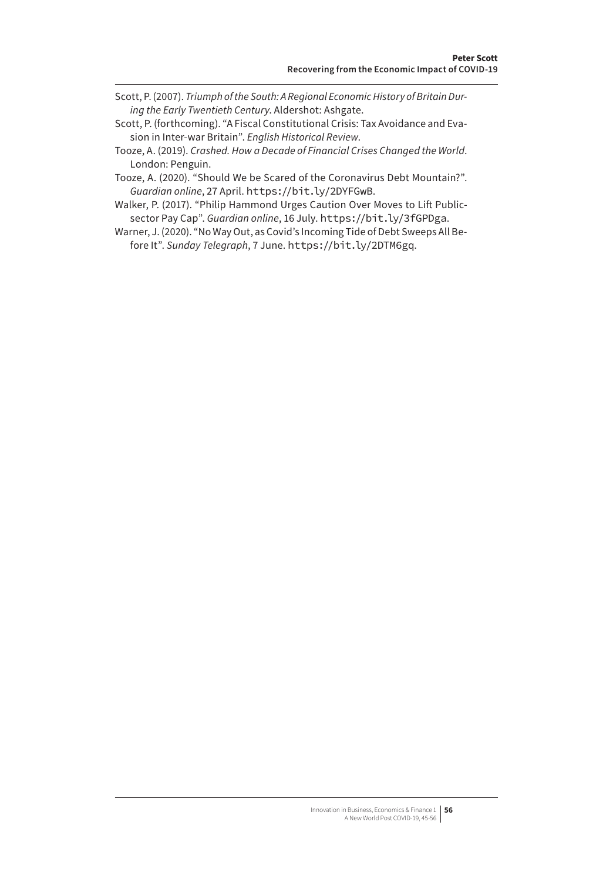Scott, P. (2007). *Triumph of the South: A Regional Economic History of Britain During the Early Twentieth Century*. Aldershot: Ashgate.

Scott, P. (forthcoming). "A Fiscal Constitutional Crisis: Tax Avoidance and Evasion in Inter-war Britain". *English Historical Review*.

Tooze, A. (2019). *Crashed. How a Decade of Financial Crises Changed the World*. London: Penguin.

Tooze, A. (2020). "Should We be Scared of the Coronavirus Debt Mountain?". *Guardian online*, 27 April. https://bit.ly/2DYFGwB.

Walker, P. (2017). "Philip Hammond Urges Caution Over Moves to Lift Public-sector Pay Cap". *Guardian online*, 16 July. https://bit.ly/3fGPDga.

Warner, J. (2020). "No Way Out, as Covid's Incoming Tide of Debt Sweeps All Before It". *Sunday Telegraph*, 7 June. https://bit.ly/2DTM6gq.